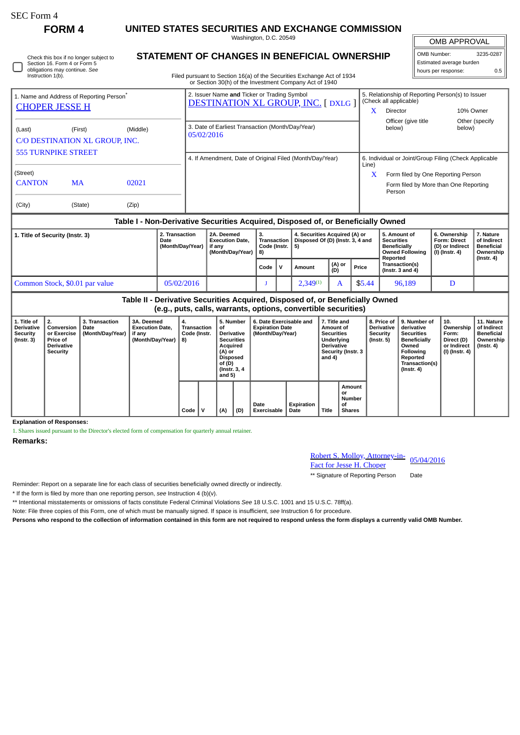SEC Form 4

# FORM 4

## UNITED STATES SECURITIES AND EXCHANGE COMMISSION

Washington, D.C. 20549

## STATEMENT OF CHANGES IN BENEFICIAL OWNERSHIP

Filed pursuant to Section 16(a) of the Securities Exchange Act of 1934 or Section 30(h) of the Investment Company Act of 1940

| OMB APPROVAL | |
|---|---|
| OMB Number: | 3235-0287 |
| Estimated average burden | |
| hours per response: | 0.5 |

☐ Check this box if no longer subject to Section 16. Form 4 or Form 5 obligations may continue. *See* Instruction 1(b).

| 1. Name and Address of Reporting Person* | 2. Issuer Name **and** Ticker or Trading Symbol | 5. Relationship of Reporting Person(s) to Issuer (Check all applicable) |
|---|---|---|
| CHOPER JESSE H | DESTINATION XL GROUP, INC. [ DXLG ] | X Director; 10% Owner; Officer (give title below); Other (specify below) |
| (Last) (First) (Middle) C/O DESTINATION XL GROUP, INC. 555 TURNPIKE STREET | 3. Date of Earliest Transaction (Month/Day/Year) 05/02/2016 | |
| (Street) CANTON MA 02021 (City) (State) (Zip) | 4. If Amendment, Date of Original Filed (Month/Day/Year) | 6. Individual or Joint/Group Filing (Check Applicable Line) X Form filed by One Reporting Person; Form filed by More than One Reporting Person |

### Table I - Non-Derivative Securities Acquired, Disposed of, or Beneficially Owned

| 1. Title of Security (Instr. 3) | 2. Transaction Date (Month/Day/Year) | 2A. Deemed Execution Date, if any (Month/Day/Year) | 3. Transaction Code (Instr. 8) | | 4. Securities Acquired (A) or Disposed Of (D) (Instr. 3, 4 and 5) | | | 5. Amount of Securities Beneficially Owned Following Reported Transaction(s) (Instr. 3 and 4) | 6. Ownership Form: Direct (D) or Indirect (I) (Instr. 4) | 7. Nature of Indirect Beneficial Ownership (Instr. 4) |
|---|---|---|---|---|---|---|---|---|---|---|
| | | | Code | V | Amount | (A) or (D) | Price | | | |
| Common Stock, $0.01 par value | 05/02/2016 | | J | | 2,349[1] | A | $5.44 | 96,189 | D | |

### Table II - Derivative Securities Acquired, Disposed of, or Beneficially Owned (e.g., puts, calls, warrants, options, convertible securities)

| 1. Title of Derivative Security (Instr. 3) | 2. Conversion or Exercise Price of Derivative Security | 3. Transaction Date (Month/Day/Year) | 3A. Deemed Execution Date, if any (Month/Day/Year) | 4. Transaction Code (Instr. 8) | | 5. Number of Derivative Securities Acquired (A) or Disposed of (D) (Instr. 3, 4 and 5) | | 6. Date Exercisable and Expiration Date (Month/Day/Year) | | 7. Title and Amount of Securities Underlying Derivative Security (Instr. 3 and 4) | | 8. Price of Derivative Security (Instr. 5) | 9. Number of derivative Securities Beneficially Owned Following Reported Transaction(s) (Instr. 4) | 10. Ownership Form: Direct (D) or Indirect (I) (Instr. 4) | 11. Nature of Indirect Beneficial Ownership (Instr. 4) |
|---|---|---|---|---|---|---|---|---|---|---|---|---|---|---|---|
| | | | | Code | V | (A) | (D) | Date Exercisable | Expiration Date | Title | Amount or Number of Shares | | | | |

**Explanation of Responses:**

1. Shares issued pursuant to the Director's elected form of compensation for quarterly annual retainer.

**Remarks:**

Robert S. Molloy, Attorney-in-Fact for Jesse H. Choper — 05/04/2016

** Signature of Reporting Person — Date

Reminder: Report on a separate line for each class of securities beneficially owned directly or indirectly.

* If the form is filed by more than one reporting person, *see* Instruction 4 (b)(v).

** Intentional misstatements or omissions of facts constitute Federal Criminal Violations *See* 18 U.S.C. 1001 and 15 U.S.C. 78ff(a).

Note: File three copies of this Form, one of which must be manually signed. If space is insufficient, *see* Instruction 6 for procedure.

**Persons who respond to the collection of information contained in this form are not required to respond unless the form displays a currently valid OMB Number.**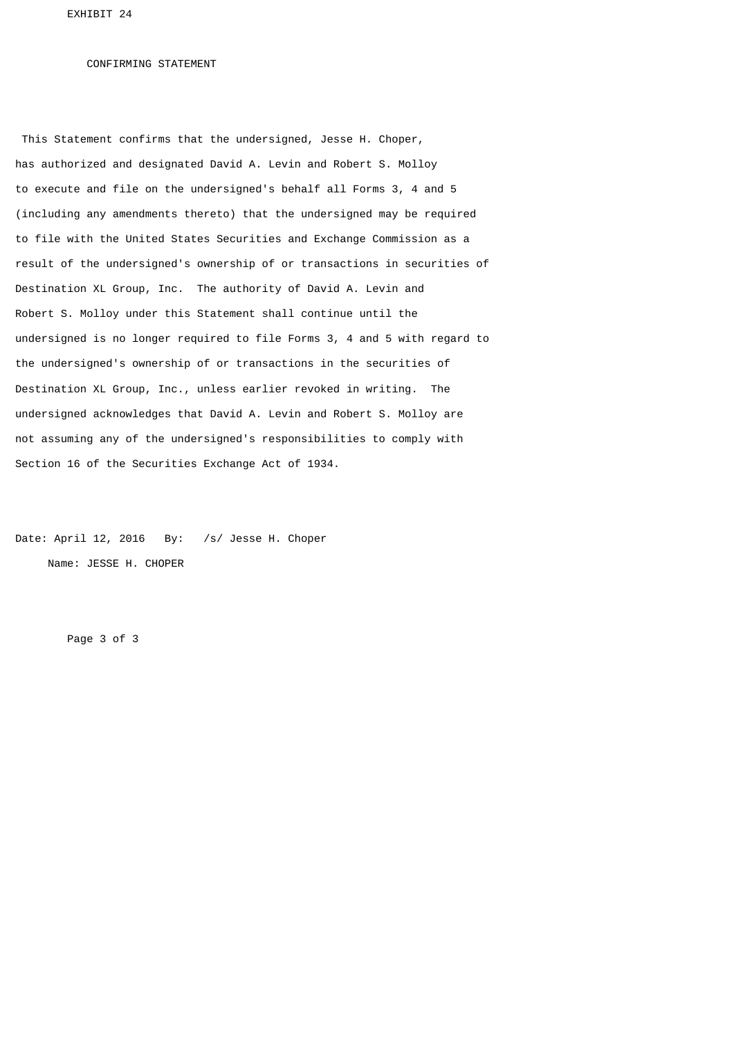EXHIBIT 24

CONFIRMING STATEMENT

This Statement confirms that the undersigned, Jesse H. Choper, has authorized and designated David A. Levin and Robert S. Molloy to execute and file on the undersigned's behalf all Forms 3, 4 and 5 (including any amendments thereto) that the undersigned may be required to file with the United States Securities and Exchange Commission as a result of the undersigned's ownership of or transactions in securities of Destination XL Group, Inc. The authority of David A. Levin and Robert S. Molloy under this Statement shall continue until the undersigned is no longer required to file Forms 3, 4 and 5 with regard to the undersigned's ownership of or transactions in the securities of Destination XL Group, Inc., unless earlier revoked in writing. The undersigned acknowledges that David A. Levin and Robert S. Molloy are not assuming any of the undersigned's responsibilities to comply with Section 16 of the Securities Exchange Act of 1934.

Date: April 12, 2016 By: /s/ Jesse H. Choper

Name: JESSE H. CHOPER